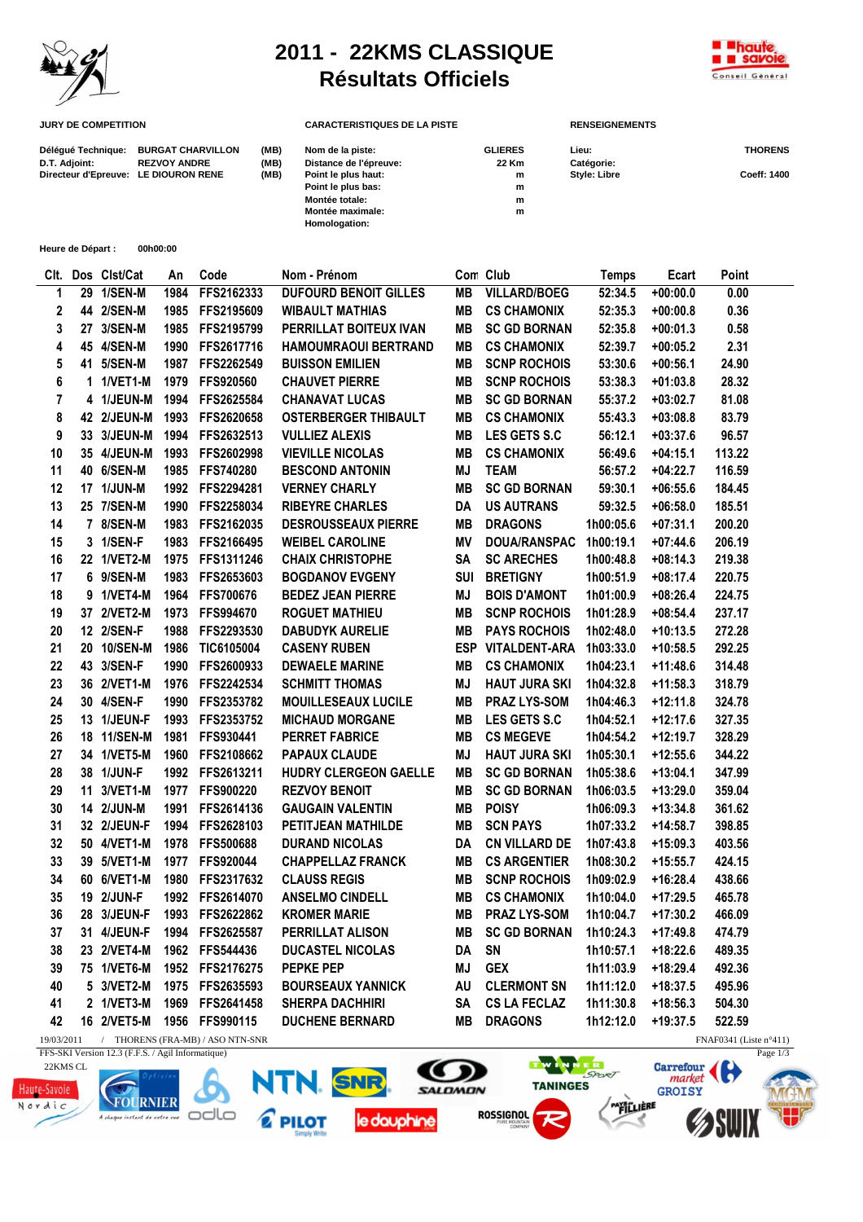# 2011 - 22KMS CLASSIQUE
## Résultats Officiels

**JURY DE COMPETITION**

| | | |
|---|---|---|
| **Délégué Technique:** | **BURGAT CHARVILLON** | **(MB)** |
| **D.T. Adjoint:** | **REZVOY ANDRE** | **(MB)** |
| **Directeur d'Epreuve:** | **LE DIOURON RENE** | **(MB)** |

**CARACTERISTIQUES DE LA PISTE**

| | |
|---|---|
| **Nom de la piste:** | **GLIERES** |
| **Distance de l'épreuve:** | **22 Km** |
| **Point le plus haut:** | **m** |
| **Point le plus bas:** | **m** |
| **Montée totale:** | **m** |
| **Montée maximale:** | **m** |
| **Homologation:** | |

**RENSEIGNEMENTS**

| | |
|---|---|
| **Lieu:** | **THORENS** |
| **Catégorie:** | |
| **Style: Libre** | **Coeff: 1400** |

**Heure de Départ :** **00h00:00**

| Clt. | Dos | Clst/Cat | An | Code | Nom - Prénom | Com | Club | Temps | Ecart | Point |
|---|---|---|---|---|---|---|---|---|---|---|
| 1 | 29 | 1/SEN-M | 1984 | FFS2162333 | DUFOURD BENOIT GILLES | MB | VILLARD/BOEG | 52:34.5 | +00:00.0 | 0.00 |
| 2 | 44 | 2/SEN-M | 1985 | FFS2195609 | WIBAULT MATHIAS | MB | CS CHAMONIX | 52:35.3 | +00:00.8 | 0.36 |
| 3 | 27 | 3/SEN-M | 1985 | FFS2195799 | PERRILLAT BOITEUX IVAN | MB | SC GD BORNAN | 52:35.8 | +00:01.3 | 0.58 |
| 4 | 45 | 4/SEN-M | 1990 | FFS2617716 | HAMOUMRAOUI BERTRAND | MB | CS CHAMONIX | 52:39.7 | +00:05.2 | 2.31 |
| 5 | 41 | 5/SEN-M | 1987 | FFS2262549 | BUISSON EMILIEN | MB | SCNP ROCHOIS | 53:30.6 | +00:56.1 | 24.90 |
| 6 | 1 | 1/VET1-M | 1979 | FFS920560 | CHAUVET PIERRE | MB | SCNP ROCHOIS | 53:38.3 | +01:03.8 | 28.32 |
| 7 | 4 | 1/JEUN-M | 1994 | FFS2625584 | CHANAVAT LUCAS | MB | SC GD BORNAN | 55:37.2 | +03:02.7 | 81.08 |
| 8 | 42 | 2/JEUN-M | 1993 | FFS2620658 | OSTERBERGER THIBAULT | MB | CS CHAMONIX | 55:43.3 | +03:08.8 | 83.79 |
| 9 | 33 | 3/JEUN-M | 1994 | FFS2632513 | VULLIEZ ALEXIS | MB | LES GETS S.C | 56:12.1 | +03:37.6 | 96.57 |
| 10 | 35 | 4/JEUN-M | 1993 | FFS2602998 | VIEVILLE NICOLAS | MB | CS CHAMONIX | 56:49.6 | +04:15.1 | 113.22 |
| 11 | 40 | 6/SEN-M | 1985 | FFS740280 | BESCOND ANTONIN | MJ | TEAM | 56:57.2 | +04:22.7 | 116.59 |
| 12 | 17 | 1/JUN-M | 1992 | FFS2294281 | VERNEY CHARLY | MB | SC GD BORNAN | 59:30.1 | +06:55.6 | 184.45 |
| 13 | 25 | 7/SEN-M | 1990 | FFS2258034 | RIBEYRE CHARLES | DA | US AUTRANS | 59:32.5 | +06:58.0 | 185.51 |
| 14 | 7 | 8/SEN-M | 1983 | FFS2162035 | DESROUSSEAUX PIERRE | MB | DRAGONS | 1h00:05.6 | +07:31.1 | 200.20 |
| 15 | 3 | 1/SEN-F | 1983 | FFS2166495 | WEIBEL CAROLINE | MV | DOUA/RANSPAC | 1h00:19.1 | +07:44.6 | 206.19 |
| 16 | 22 | 1/VET2-M | 1975 | FFS1311246 | CHAIX CHRISTOPHE | SA | SC ARECHES | 1h00:48.8 | +08:14.3 | 219.38 |
| 17 | 6 | 9/SEN-M | 1983 | FFS2653603 | BOGDANOV EVGENY | SUI | BRETIGNY | 1h00:51.9 | +08:17.4 | 220.75 |
| 18 | 9 | 1/VET4-M | 1964 | FFS700676 | BEDEZ JEAN PIERRE | MJ | BOIS D'AMONT | 1h01:00.9 | +08:26.4 | 224.75 |
| 19 | 37 | 2/VET2-M | 1973 | FFS994670 | ROGUET MATHIEU | MB | SCNP ROCHOIS | 1h01:28.9 | +08:54.4 | 237.17 |
| 20 | 12 | 2/SEN-F | 1988 | FFS2293530 | DABUDYK AURELIE | MB | PAYS ROCHOIS | 1h02:48.0 | +10:13.5 | 272.28 |
| 21 | 20 | 10/SEN-M | 1986 | TIC6105004 | CASENY RUBEN | ESP | VITALDENT-ARA | 1h03:33.0 | +10:58.5 | 292.25 |
| 22 | 43 | 3/SEN-F | 1990 | FFS2600933 | DEWAELE MARINE | MB | CS CHAMONIX | 1h04:23.1 | +11:48.6 | 314.48 |
| 23 | 36 | 2/VET1-M | 1976 | FFS2242534 | SCHMITT THOMAS | MJ | HAUT JURA SKI | 1h04:32.8 | +11:58.3 | 318.79 |
| 24 | 30 | 4/SEN-F | 1990 | FFS2353782 | MOUILLESEAUX LUCILE | MB | PRAZ LYS-SOM | 1h04:46.3 | +12:11.8 | 324.78 |
| 25 | 13 | 1/JEUN-F | 1993 | FFS2353752 | MICHAUD MORGANE | MB | LES GETS S.C | 1h04:52.1 | +12:17.6 | 327.35 |
| 26 | 18 | 11/SEN-M | 1981 | FFS930441 | PERRET FABRICE | MB | CS MEGEVE | 1h04:54.2 | +12:19.7 | 328.29 |
| 27 | 34 | 1/VET5-M | 1960 | FFS2108662 | PAPAUX CLAUDE | MJ | HAUT JURA SKI | 1h05:30.1 | +12:55.6 | 344.22 |
| 28 | 38 | 1/JUN-F | 1992 | FFS2613211 | HUDRY CLERGEON GAELLE | MB | SC GD BORNAN | 1h05:38.6 | +13:04.1 | 347.99 |
| 29 | 11 | 3/VET1-M | 1977 | FFS900220 | REZVOY BENOIT | MB | SC GD BORNAN | 1h06:03.5 | +13:29.0 | 359.04 |
| 30 | 14 | 2/JUN-M | 1991 | FFS2614136 | GAUGAIN VALENTIN | MB | POISY | 1h06:09.3 | +13:34.8 | 361.62 |
| 31 | 32 | 2/JEUN-F | 1994 | FFS2628103 | PETITJEAN MATHILDE | MB | SCN PAYS | 1h07:33.2 | +14:58.7 | 398.85 |
| 32 | 50 | 4/VET1-M | 1978 | FFS500688 | DURAND NICOLAS | DA | CN VILLARD DE | 1h07:43.8 | +15:09.3 | 403.56 |
| 33 | 39 | 5/VET1-M | 1977 | FFS920044 | CHAPPELLAZ FRANCK | MB | CS ARGENTIER | 1h08:30.2 | +15:55.7 | 424.15 |
| 34 | 60 | 6/VET1-M | 1980 | FFS2317632 | CLAUSS REGIS | MB | SCNP ROCHOIS | 1h09:02.9 | +16:28.4 | 438.66 |
| 35 | 19 | 2/JUN-F | 1992 | FFS2614070 | ANSELMO CINDELL | MB | CS CHAMONIX | 1h10:04.0 | +17:29.5 | 465.78 |
| 36 | 28 | 3/JEUN-F | 1993 | FFS2622862 | KROMER MARIE | MB | PRAZ LYS-SOM | 1h10:04.7 | +17:30.2 | 466.09 |
| 37 | 31 | 4/JEUN-F | 1994 | FFS2625587 | PERRILLAT ALISON | MB | SC GD BORNAN | 1h10:24.3 | +17:49.8 | 474.79 |
| 38 | 23 | 2/VET4-M | 1962 | FFS544436 | DUCASTEL NICOLAS | DA | SN | 1h10:57.1 | +18:22.6 | 489.35 |
| 39 | 75 | 1/VET6-M | 1952 | FFS2176275 | PEPKE PEP | MJ | GEX | 1h11:03.9 | +18:29.4 | 492.36 |
| 40 | 5 | 3/VET2-M | 1975 | FFS2635593 | BOURSEAUX YANNICK | AU | CLERMONT SN | 1h11:12.0 | +18:37.5 | 495.96 |
| 41 | 2 | 1/VET3-M | 1969 | FFS2641458 | SHERPA DACHHIRI | SA | CS LA FECLAZ | 1h11:30.8 | +18:56.3 | 504.30 |
| 42 | 16 | 2/VET5-M | 1956 | FFS990115 | DUCHENE BERNARD | MB | DRAGONS | 1h12:12.0 | +19:37.5 | 522.59 |

19/03/2011 / THORENS (FRA-MB) / ASO NTN-SNR — FNAF0341 (Liste n°411)

FFS-SKI Version 12.3 (F.F.S. / Agil Informatique)

22KMS CL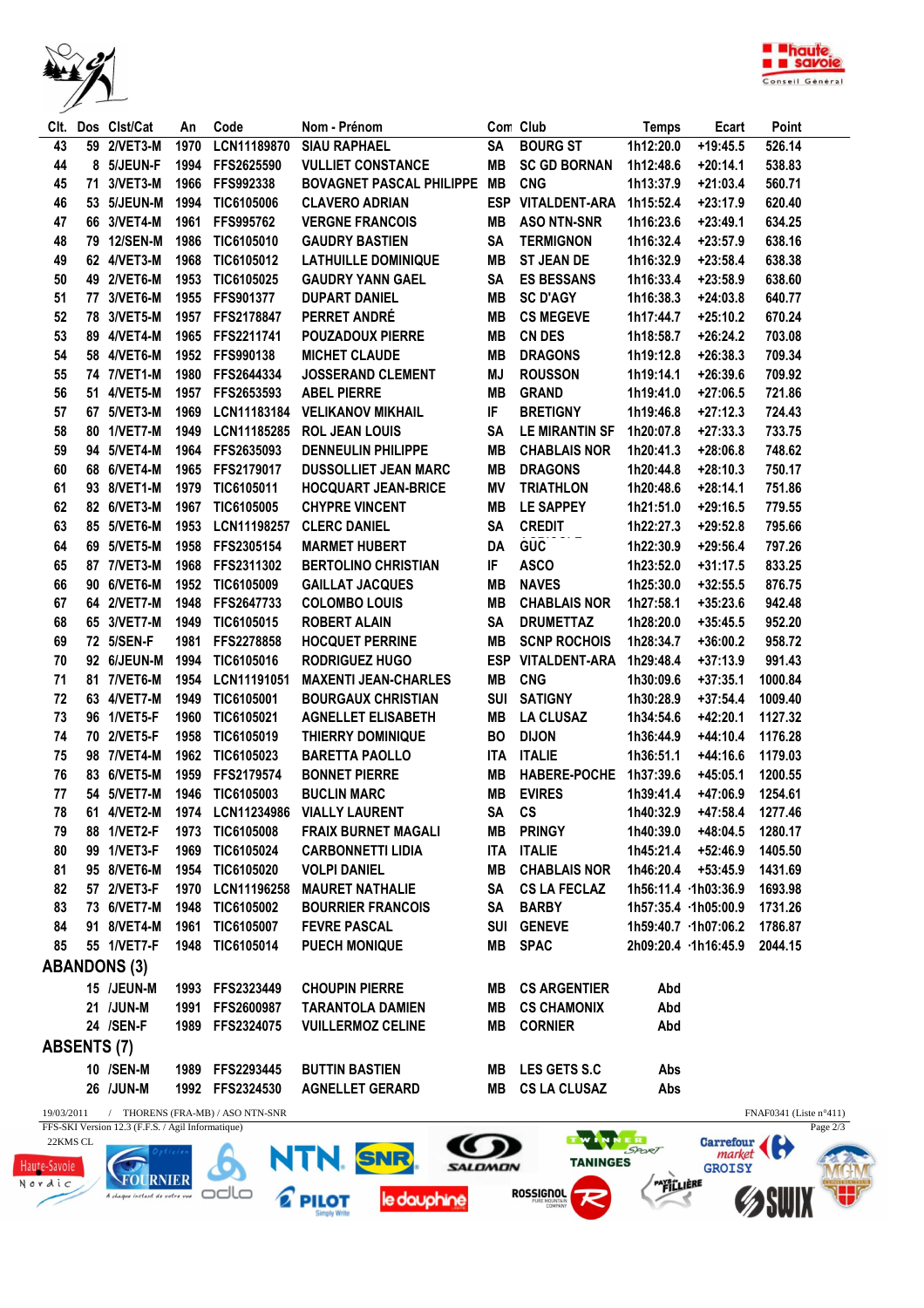| Clt. | Dos | Clst/Cat | An | Code | Nom - Prénom | Com | Club | Temps | Ecart | Point |
|---|---|---|---|---|---|---|---|---|---|---|
| 43 | 59 | 2/VET3-M | 1970 | LCN11189870 | SIAU RAPHAEL | SA | BOURG ST | 1h12:20.0 | +19:45.5 | 526.14 |
| 44 | 8 | 5/JEUN-F | 1994 | FFS2625590 | VULLIET CONSTANCE | MB | SC GD BORNAN | 1h12:48.6 | +20:14.1 | 538.83 |
| 45 | 71 | 3/VET3-M | 1966 | FFS992338 | BOVAGNET PASCAL PHILIPPE | MB | CNG | 1h13:37.9 | +21:03.4 | 560.71 |
| 46 | 53 | 5/JEUN-M | 1994 | TIC6105006 | CLAVERO ADRIAN | ESP | VITALDENT-ARA | 1h15:52.4 | +23:17.9 | 620.40 |
| 47 | 66 | 3/VET4-M | 1961 | FFS995762 | VERGNE FRANCOIS | MB | ASO NTN-SNR | 1h16:23.6 | +23:49.1 | 634.25 |
| 48 | 79 | 12/SEN-M | 1986 | TIC6105010 | GAUDRY BASTIEN | SA | TERMIGNON | 1h16:32.4 | +23:57.9 | 638.16 |
| 49 | 62 | 4/VET3-M | 1968 | TIC6105012 | LATHUILLE DOMINIQUE | MB | ST JEAN DE | 1h16:32.9 | +23:58.4 | 638.38 |
| 50 | 49 | 2/VET6-M | 1953 | TIC6105025 | GAUDRY YANN GAEL | SA | ES BESSANS | 1h16:33.4 | +23:58.9 | 638.60 |
| 51 | 77 | 3/VET6-M | 1955 | FFS901377 | DUPART DANIEL | MB | SC D'AGY | 1h16:38.3 | +24:03.8 | 640.77 |
| 52 | 78 | 3/VET5-M | 1957 | FFS2178847 | PERRET ANDRÉ | MB | CS MEGEVE | 1h17:44.7 | +25:10.2 | 670.24 |
| 53 | 89 | 4/VET4-M | 1965 | FFS2211741 | POUZADOUX PIERRE | MB | CN DES | 1h18:58.7 | +26:24.2 | 703.08 |
| 54 | 58 | 4/VET6-M | 1952 | FFS990138 | MICHET CLAUDE | MB | DRAGONS | 1h19:12.8 | +26:38.3 | 709.34 |
| 55 | 74 | 7/VET1-M | 1980 | FFS2644334 | JOSSERAND CLEMENT | MJ | ROUSSON | 1h19:14.1 | +26:39.6 | 709.92 |
| 56 | 51 | 4/VET5-M | 1957 | FFS2653593 | ABEL PIERRE | MB | GRAND | 1h19:41.0 | +27:06.5 | 721.86 |
| 57 | 67 | 5/VET3-M | 1969 | LCN11183184 | VELIKANOV MIKHAIL | IF | BRETIGNY | 1h19:46.8 | +27:12.3 | 724.43 |
| 58 | 80 | 1/VET7-M | 1949 | LCN11185285 | ROL JEAN LOUIS | SA | LE MIRANTIN SF | 1h20:07.8 | +27:33.3 | 733.75 |
| 59 | 94 | 5/VET4-M | 1964 | FFS2635093 | DENNEULIN PHILIPPE | MB | CHABLAIS NOR | 1h20:41.3 | +28:06.8 | 748.62 |
| 60 | 68 | 6/VET4-M | 1965 | FFS2179017 | DUSSOLLIET JEAN MARC | MB | DRAGONS | 1h20:44.8 | +28:10.3 | 750.17 |
| 61 | 93 | 8/VET1-M | 1979 | TIC6105011 | HOCQUART JEAN-BRICE | MV | TRIATHLON | 1h20:48.6 | +28:14.1 | 751.86 |
| 62 | 82 | 6/VET3-M | 1967 | TIC6105005 | CHYPRE VINCENT | MB | LE SAPPEY | 1h21:51.0 | +29:16.5 | 779.55 |
| 63 | 85 | 5/VET6-M | 1953 | LCN11198257 | CLERC DANIEL | SA | CREDIT | 1h22:27.3 | +29:52.8 | 795.66 |
| 64 | 69 | 5/VET5-M | 1958 | FFS2305154 | MARMET HUBERT | DA | GUC | 1h22:30.9 | +29:56.4 | 797.26 |
| 65 | 87 | 7/VET3-M | 1968 | FFS2311302 | BERTOLINO CHRISTIAN | IF | ASCO | 1h23:52.0 | +31:17.5 | 833.25 |
| 66 | 90 | 6/VET6-M | 1952 | TIC6105009 | GAILLAT JACQUES | MB | NAVES | 1h25:30.0 | +32:55.5 | 876.75 |
| 67 | 64 | 2/VET7-M | 1948 | FFS2647733 | COLOMBO LOUIS | MB | CHABLAIS NOR | 1h27:58.1 | +35:23.6 | 942.48 |
| 68 | 65 | 3/VET7-M | 1949 | TIC6105015 | ROBERT ALAIN | SA | DRUMETTAZ | 1h28:20.0 | +35:45.5 | 952.20 |
| 69 | 72 | 5/SEN-F | 1981 | FFS2278858 | HOCQUET PERRINE | MB | SCNP ROCHOIS | 1h28:34.7 | +36:00.2 | 958.72 |
| 70 | 92 | 6/JEUN-M | 1994 | TIC6105016 | RODRIGUEZ HUGO | ESP | VITALDENT-ARA | 1h29:48.4 | +37:13.9 | 991.43 |
| 71 | 81 | 7/VET6-M | 1954 | LCN11191051 | MAXENTI JEAN-CHARLES | MB | CNG | 1h30:09.6 | +37:35.1 | 1000.84 |
| 72 | 63 | 4/VET7-M | 1949 | TIC6105001 | BOURGAUX CHRISTIAN | SUI | SATIGNY | 1h30:28.9 | +37:54.4 | 1009.40 |
| 73 | 96 | 1/VET5-F | 1960 | TIC6105021 | AGNELLET ELISABETH | MB | LA CLUSAZ | 1h34:54.6 | +42:20.1 | 1127.32 |
| 74 | 70 | 2/VET5-F | 1958 | TIC6105019 | THIERRY DOMINIQUE | BO | DIJON | 1h36:44.9 | +44:10.4 | 1176.28 |
| 75 | 98 | 7/VET4-M | 1962 | TIC6105023 | BARETTA PAOLLO | ITA | ITALIE | 1h36:51.1 | +44:16.6 | 1179.03 |
| 76 | 83 | 6/VET5-M | 1959 | FFS2179574 | BONNET PIERRE | MB | HABERE-POCHE | 1h37:39.6 | +45:05.1 | 1200.55 |
| 77 | 54 | 5/VET7-M | 1946 | TIC6105003 | BUCLIN MARC | MB | EVIRES | 1h39:41.4 | +47:06.9 | 1254.61 |
| 78 | 61 | 4/VET2-M | 1974 | LCN11234986 | VIALLY LAURENT | SA | CS | 1h40:32.9 | +47:58.4 | 1277.46 |
| 79 | 88 | 1/VET2-F | 1973 | TIC6105008 | FRAIX BURNET MAGALI | MB | PRINGY | 1h40:39.0 | +48:04.5 | 1280.17 |
| 80 | 99 | 1/VET3-F | 1969 | TIC6105024 | CARBONNETTI LIDIA | ITA | ITALIE | 1h45:21.4 | +52:46.9 | 1405.50 |
| 81 | 95 | 8/VET6-M | 1954 | TIC6105020 | VOLPI DANIEL | MB | CHABLAIS NOR | 1h46:20.4 | +53:45.9 | 1431.69 |
| 82 | 57 | 2/VET3-F | 1970 | LCN11196258 | MAURET NATHALIE | SA | CS LA FECLAZ | 1h56:11.4 | +1h03:36.9 | 1693.98 |
| 83 | 73 | 6/VET7-M | 1948 | TIC6105002 | BOURRIER FRANCOIS | SA | BARBY | 1h57:35.4 | +1h05:00.9 | 1731.26 |
| 84 | 91 | 8/VET4-M | 1961 | TIC6105007 | FEVRE PASCAL | SUI | GENEVE | 1h59:40.7 | +1h07:06.2 | 1786.87 |
| 85 | 55 | 1/VET7-F | 1948 | TIC6105014 | PUECH MONIQUE | MB | SPAC | 2h09:20.4 | +1h16:45.9 | 2044.15 |

## ABANDONS (3)

| Dos | Clst/Cat | An | Code | Nom - Prénom | Com | Club | Temps |
|---|---|---|---|---|---|---|---|
| 15 | /JEUN-M | 1993 | FFS2323449 | CHOUPIN PIERRE | MB | CS ARGENTIER | Abd |
| 21 | /JUN-M | 1991 | FFS2600987 | TARANTOLA DAMIEN | MB | CS CHAMONIX | Abd |
| 24 | /SEN-F | 1989 | FFS2324075 | VUILLERMOZ CELINE | MB | CORNIER | Abd |

## ABSENTS (7)

| Dos | Clst/Cat | An | Code | Nom - Prénom | Com | Club | Temps |
|---|---|---|---|---|---|---|---|
| 10 | /SEN-M | 1989 | FFS2293445 | BUTTIN BASTIEN | MB | LES GETS S.C | Abs |
| 26 | /JUN-M | 1992 | FFS2324530 | AGNELLET GERARD | MB | CS LA CLUSAZ | Abs |

19/03/2011 / THORENS (FRA-MB) / ASO NTN-SNR — FNAF0341 (Liste n°411)

FFS-SKI Version 12.3 (F.F.S. / Agil Informatique)

22KMS CL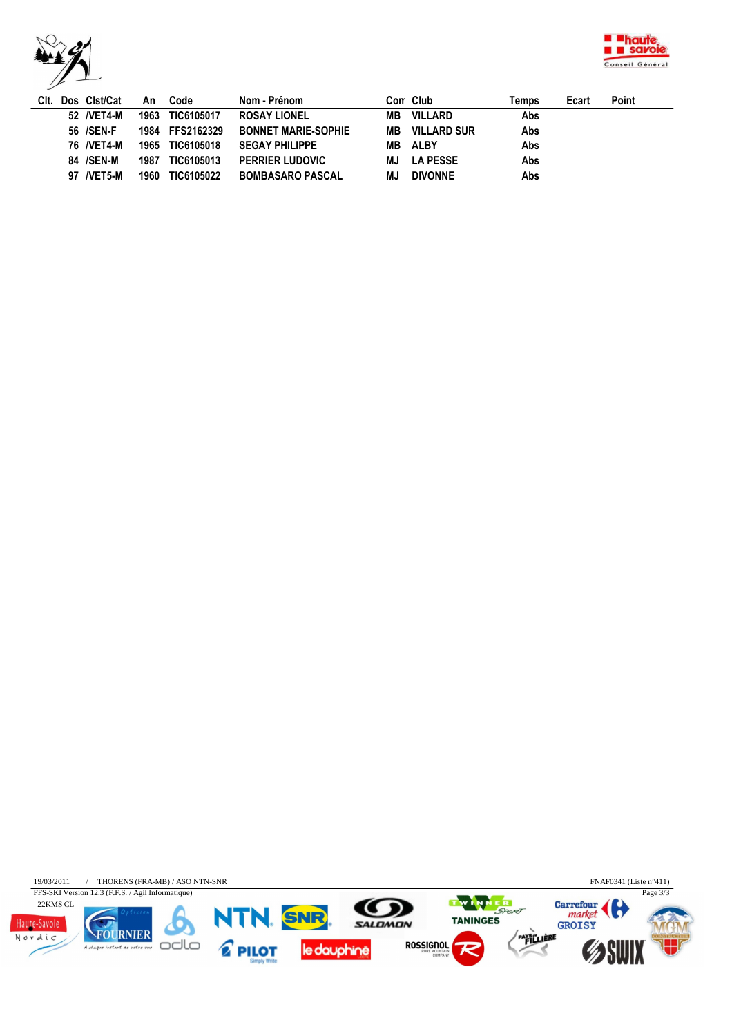| Clt. | Dos | Clst/Cat | An | Code | Nom - Prénom | Com | Club | Temps | Ecart | Point |
|---|---|---|---|---|---|---|---|---|---|---|
| | 52 | /VET4-M | 1963 | TIC6105017 | ROSAY LIONEL | MB | VILLARD | Abs | | |
| | 56 | /SEN-F | 1984 | FFS2162329 | BONNET MARIE-SOPHIE | MB | VILLARD SUR | Abs | | |
| | 76 | /VET4-M | 1965 | TIC6105018 | SEGAY PHILIPPE | MB | ALBY | Abs | | |
| | 84 | /SEN-M | 1987 | TIC6105013 | PERRIER LUDOVIC | MJ | LA PESSE | Abs | | |
| | 97 | /VET5-M | 1960 | TIC6105022 | BOMBASARO PASCAL | MJ | DIVONNE | Abs | | |

19/03/2011 / THORENS (FRA-MB) / ASO NTN-SNR

FNAF0341 (Liste n°411)

FFS-SKI Version 12.3 (F.F.S. / Agil Informatique)

22KMS CL